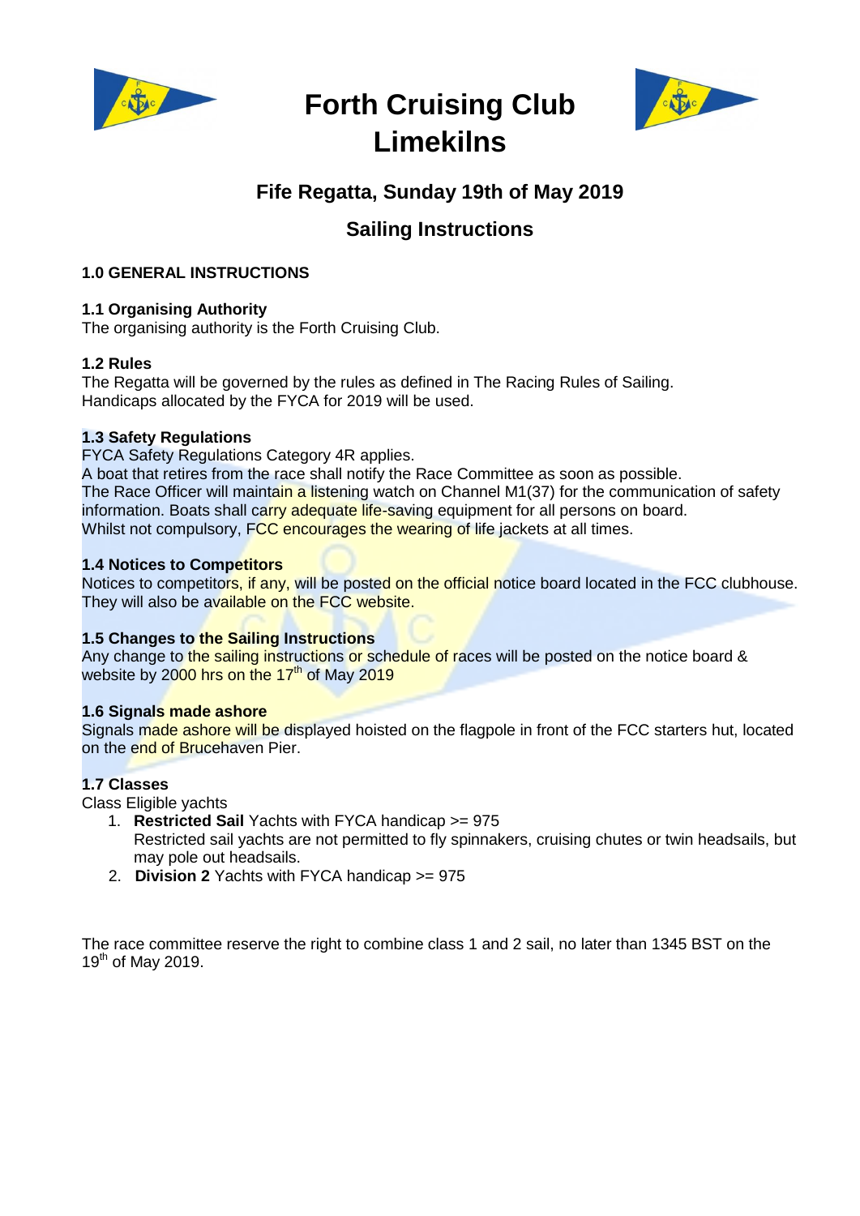# Forth Cruising Club Limekilns

## Fife Regatta, Sunday 19th of May 2019

## Sailing Instructions

### 1.0 GENERAL INSTRUCTIONS

**1.1 Organising Authority**
The organising authority is the Forth Cruising Club.

**1.2 Rules**
The Regatta will be governed by the rules as defined in The Racing Rules of Sailing.
Handicaps allocated by the FYCA for 2019 will be used.

**1.3 Safety Regulations**
FYCA Safety Regulations Category 4R applies.
A boat that retires from the race shall notify the Race Committee as soon as possible.
The Race Officer will maintain a listening watch on Channel M1(37) for the communication of safety information. Boats shall carry adequate life-saving equipment for all persons on board.
Whilst not compulsory, FCC encourages the wearing of life jackets at all times.

**1.4 Notices to Competitors**
Notices to competitors, if any, will be posted on the official notice board located in the FCC clubhouse. They will also be available on the FCC website.

**1.5 Changes to the Sailing Instructions**
Any change to the sailing instructions or schedule of races will be posted on the notice board & website by 2000 hrs on the 17th of May 2019

**1.6 Signals made ashore**
Signals made ashore will be displayed hoisted on the flagpole in front of the FCC starters hut, located on the end of Brucehaven Pier.

**1.7 Classes**
Class Eligible yachts

1. **Restricted Sail** Yachts with FYCA handicap >= 975
   Restricted sail yachts are not permitted to fly spinnakers, cruising chutes or twin headsails, but may pole out headsails.
2. **Division 2** Yachts with FYCA handicap >= 975

The race committee reserve the right to combine class 1 and 2 sail, no later than 1345 BST on the 19th of May 2019.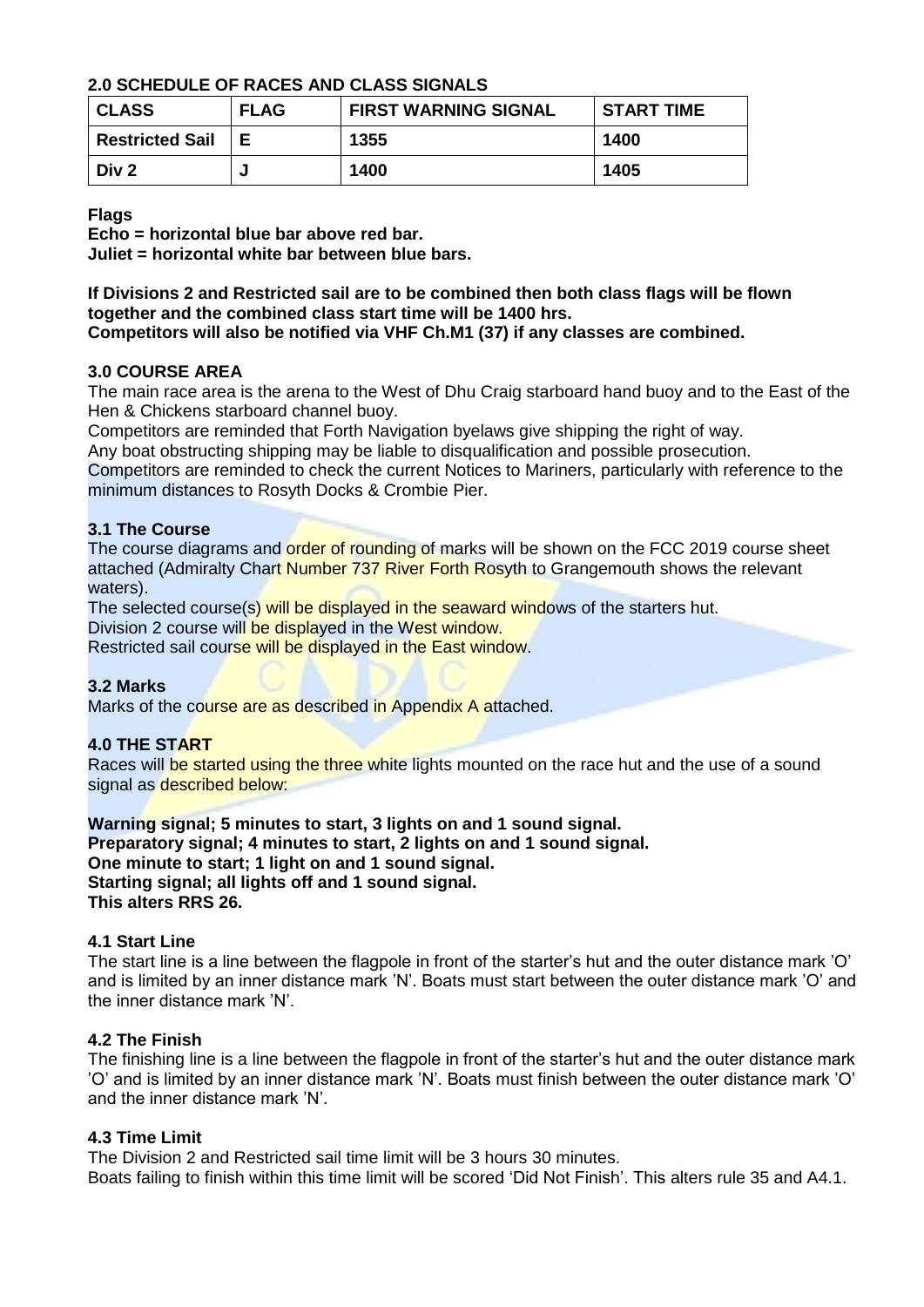### 2.0 SCHEDULE OF RACES AND CLASS SIGNALS

| CLASS | FLAG | FIRST WARNING SIGNAL | START TIME |
|---|---|---|---|
| Restricted Sail | E | 1355 | 1400 |
| Div 2 | J | 1400 | 1405 |

**Flags**
**Echo = horizontal blue bar above red bar.**
**Juliet = horizontal white bar between blue bars.**

**If Divisions 2 and Restricted sail are to be combined then both class flags will be flown together and the combined class start time will be 1400 hrs.**
**Competitors will also be notified via VHF Ch.M1 (37) if any classes are combined.**

### 3.0 COURSE AREA

The main race area is the arena to the West of Dhu Craig starboard hand buoy and to the East of the Hen & Chickens starboard channel buoy.
Competitors are reminded that Forth Navigation byelaws give shipping the right of way.
Any boat obstructing shipping may be liable to disqualification and possible prosecution.
Competitors are reminded to check the current Notices to Mariners, particularly with reference to the minimum distances to Rosyth Docks & Crombie Pier.

### 3.1 The Course

The course diagrams and order of rounding of marks will be shown on the FCC 2019 course sheet attached (Admiralty Chart Number 737 River Forth Rosyth to Grangemouth shows the relevant waters).
The selected course(s) will be displayed in the seaward windows of the starters hut.
Division 2 course will be displayed in the West window.
Restricted sail course will be displayed in the East window.

### 3.2 Marks

Marks of the course are as described in Appendix A attached.

### 4.0 THE START

Races will be started using the three white lights mounted on the race hut and the use of a sound signal as described below:

**Warning signal; 5 minutes to start, 3 lights on and 1 sound signal.**
**Preparatory signal; 4 minutes to start, 2 lights on and 1 sound signal.**
**One minute to start; 1 light on and 1 sound signal.**
**Starting signal; all lights off and 1 sound signal.**
**This alters RRS 26.**

### 4.1 Start Line

The start line is a line between the flagpole in front of the starter's hut and the outer distance mark 'O' and is limited by an inner distance mark 'N'. Boats must start between the outer distance mark 'O' and the inner distance mark 'N'.

### 4.2 The Finish

The finishing line is a line between the flagpole in front of the starter's hut and the outer distance mark 'O' and is limited by an inner distance mark 'N'. Boats must finish between the outer distance mark 'O' and the inner distance mark 'N'.

### 4.3 Time Limit

The Division 2 and Restricted sail time limit will be 3 hours 30 minutes.
Boats failing to finish within this time limit will be scored 'Did Not Finish'. This alters rule 35 and A4.1.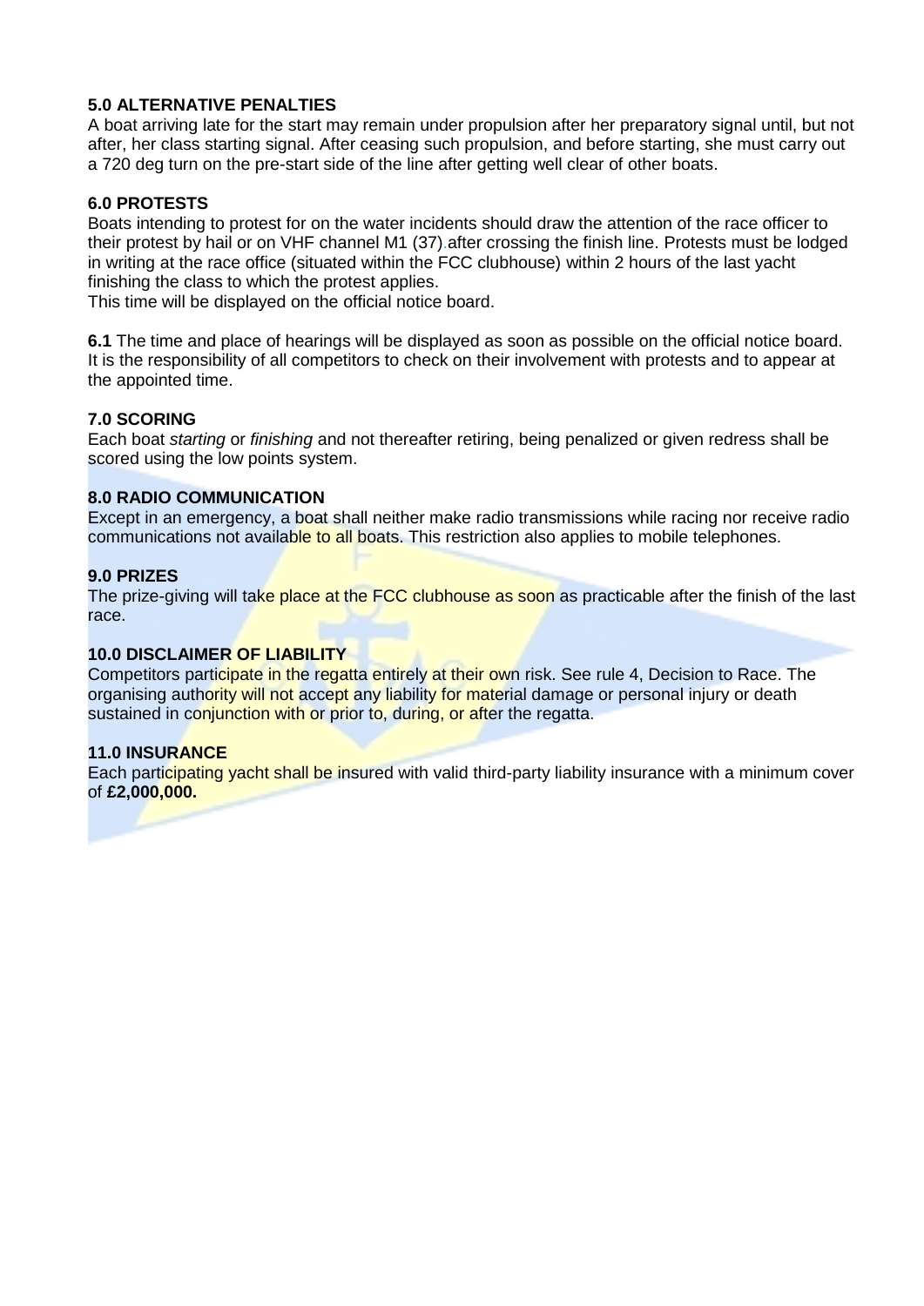**5.0 ALTERNATIVE PENALTIES**

A boat arriving late for the start may remain under propulsion after her preparatory signal until, but not after, her class starting signal. After ceasing such propulsion, and before starting, she must carry out a 720 deg turn on the pre-start side of the line after getting well clear of other boats.

**6.0 PROTESTS**

Boats intending to protest for on the water incidents should draw the attention of the race officer to their protest by hail or on VHF channel M1 (37) after crossing the finish line. Protests must be lodged in writing at the race office (situated within the FCC clubhouse) within 2 hours of the last yacht finishing the class to which the protest applies.
This time will be displayed on the official notice board.

**6.1** The time and place of hearings will be displayed as soon as possible on the official notice board. It is the responsibility of all competitors to check on their involvement with protests and to appear at the appointed time.

**7.0 SCORING**

Each boat *starting* or *finishing* and not thereafter retiring, being penalized or given redress shall be scored using the low points system.

**8.0 RADIO COMMUNICATION**

Except in an emergency, a boat shall neither make radio transmissions while racing nor receive radio communications not available to all boats. This restriction also applies to mobile telephones.

**9.0 PRIZES**

The prize-giving will take place at the FCC clubhouse as soon as practicable after the finish of the last race.

**10.0 DISCLAIMER OF LIABILITY**

Competitors participate in the regatta entirely at their own risk. See rule 4, Decision to Race. The organising authority will not accept any liability for material damage or personal injury or death sustained in conjunction with or prior to, during, or after the regatta.

**11.0 INSURANCE**

Each participating yacht shall be insured with valid third-party liability insurance with a minimum cover of **£2,000,000.**